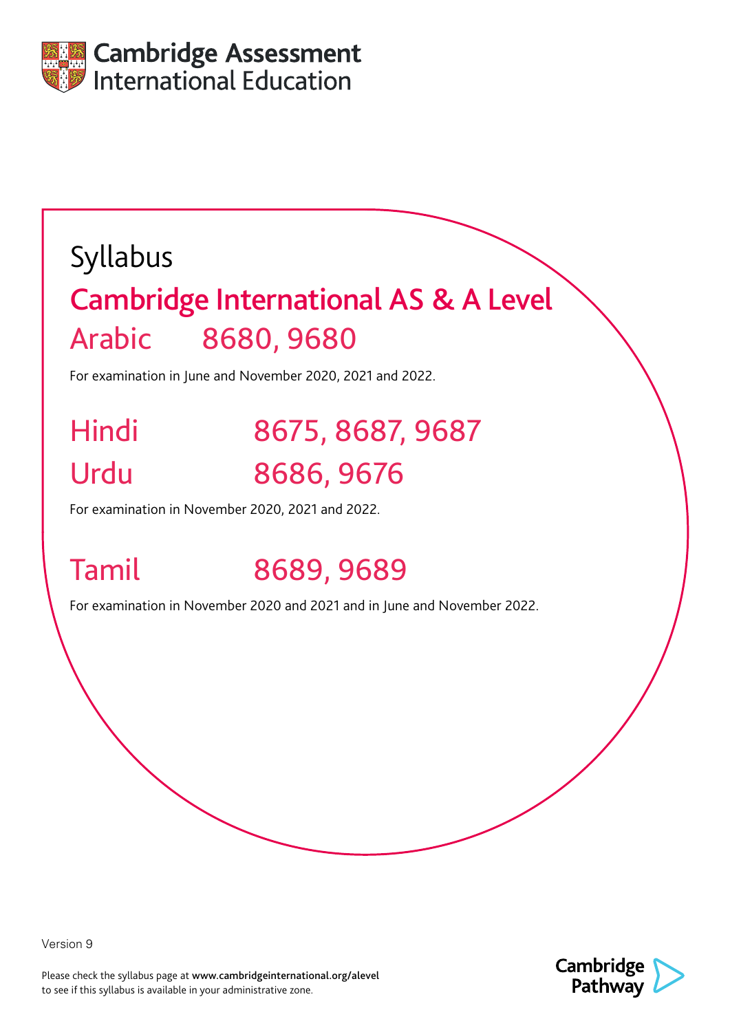Cambridge Assessment International Education

# Syllabus

## Cambridge International AS & A Level

## Arabic 8680, 9680

For examination in June and November 2020, 2021 and 2022.

## Hindi 8675, 8687, 9687

## Urdu 8686, 9676

For examination in November 2020, 2021 and 2022.

## Tamil 8689, 9689

For examination in November 2020 and 2021 and in June and November 2022.

Version 9

Please check the syllabus page at **www.cambridgeinternational.org/alevel** to see if this syllabus is available in your administrative zone.

Cambridge Pathway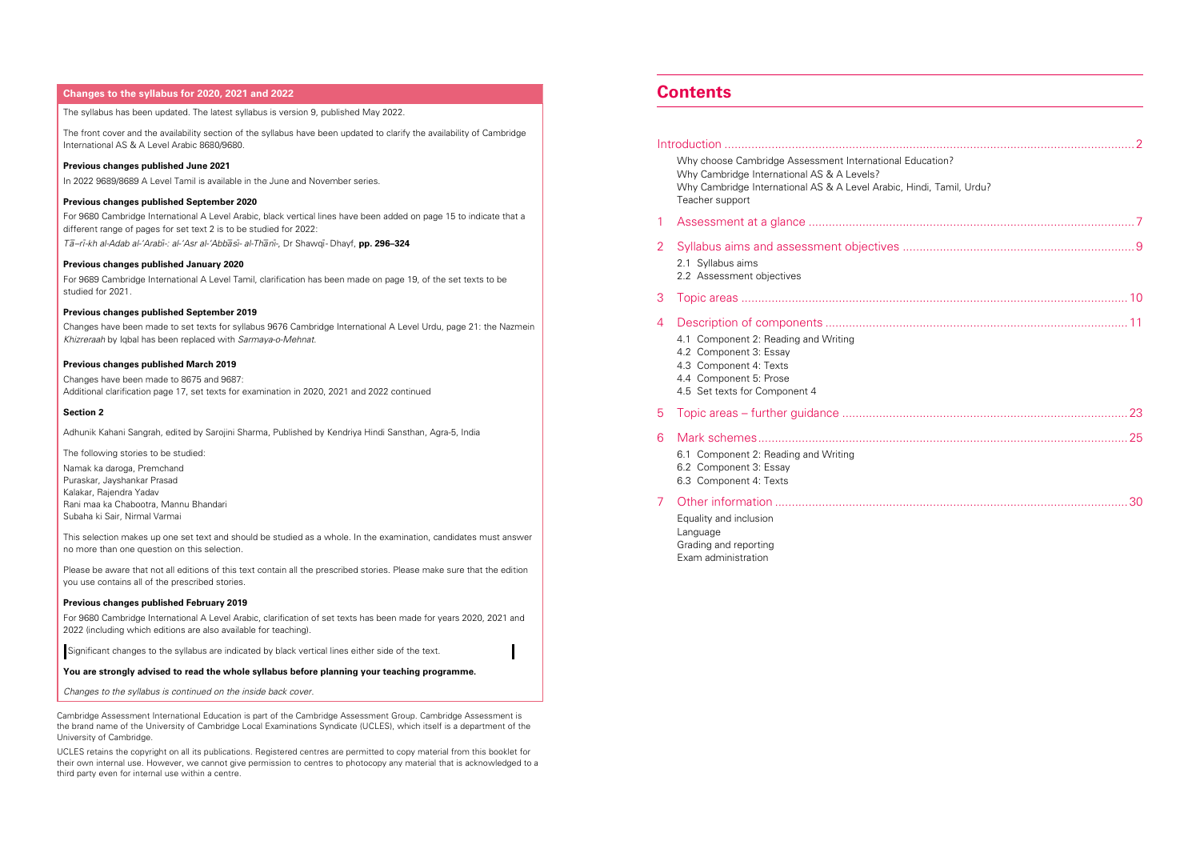## Changes to the syllabus for 2020, 2021 and 2022

The syllabus has been updated. The latest syllabus is version 9, published May 2022.

The front cover and the availability section of the syllabus have been updated to clarify the availability of Cambridge International AS & A Level Arabic 8680/9680.

**Previous changes published June 2021**

In 2022 9689/8689 A Level Tamil is available in the June and November series.

**Previous changes published September 2020**

For 9680 Cambridge International A Level Arabic, black vertical lines have been added on page 15 to indicate that a different range of pages for set text 2 is to be studied for 2022:

*Tā–rī-kh al-Adab al-'Arabī-: al-'Asr al-'Abbāsī- al-Thānī-*, Dr Shawqī- Dhayf, **pp. 296–324**

**Previous changes published January 2020**

For 9689 Cambridge International A Level Tamil, clarification has been made on page 19, of the set texts to be studied for 2021.

**Previous changes published September 2019**

Changes have been made to set texts for syllabus 9676 Cambridge International A Level Urdu, page 21: the Nazmein *Khizreraah* by Iqbal has been replaced with *Sarmaya-o-Mehnat*.

**Previous changes published March 2019**

Changes have been made to 8675 and 9687:
Additional clarification page 17, set texts for examination in 2020, 2021 and 2022 continued

**Section 2**

Adhunik Kahani Sangrah, edited by Sarojini Sharma, Published by Kendriya Hindi Sansthan, Agra-5, India

The following stories to be studied:

Namak ka daroga, Premchand
Puraskar, Jayshankar Prasad
Kalakar, Rajendra Yadav
Rani maa ka Chabootra, Mannu Bhandari
Subaha ki Sair, Nirmal Varmai

This selection makes up one set text and should be studied as a whole. In the examination, candidates must answer no more than one question on this selection.

Please be aware that not all editions of this text contain all the prescribed stories. Please make sure that the edition you use contains all of the prescribed stories.

**Previous changes published February 2019**

For 9680 Cambridge International A Level Arabic, clarification of set texts has been made for years 2020, 2021 and 2022 (including which editions are also available for teaching).

Significant changes to the syllabus are indicated by black vertical lines either side of the text.

**You are strongly advised to read the whole syllabus before planning your teaching programme.**

*Changes to the syllabus is continued on the inside back cover.*

Cambridge Assessment International Education is part of the Cambridge Assessment Group. Cambridge Assessment is the brand name of the University of Cambridge Local Examinations Syndicate (UCLES), which itself is a department of the University of Cambridge.

UCLES retains the copyright on all its publications. Registered centres are permitted to copy material from this booklet for their own internal use. However, we cannot give permission to centres to photocopy any material that is acknowledged to a third party even for internal use within a centre.

# Contents

Introduction .......... 2
- Why choose Cambridge Assessment International Education?
- Why Cambridge International AS & A Levels?
- Why Cambridge International AS & A Level Arabic, Hindi, Tamil, Urdu?
- Teacher support

1 Assessment at a glance .......... 7

2 Syllabus aims and assessment objectives .......... 9
- 2.1 Syllabus aims
- 2.2 Assessment objectives

3 Topic areas .......... 10

4 Description of components .......... 11
- 4.1 Component 2: Reading and Writing
- 4.2 Component 3: Essay
- 4.3 Component 4: Texts
- 4.4 Component 5: Prose
- 4.5 Set texts for Component 4

5 Topic areas – further guidance .......... 23

6 Mark schemes .......... 25
- 6.1 Component 2: Reading and Writing
- 6.2 Component 3: Essay
- 6.3 Component 4: Texts

7 Other information .......... 30
- Equality and inclusion
- Language
- Grading and reporting
- Exam administration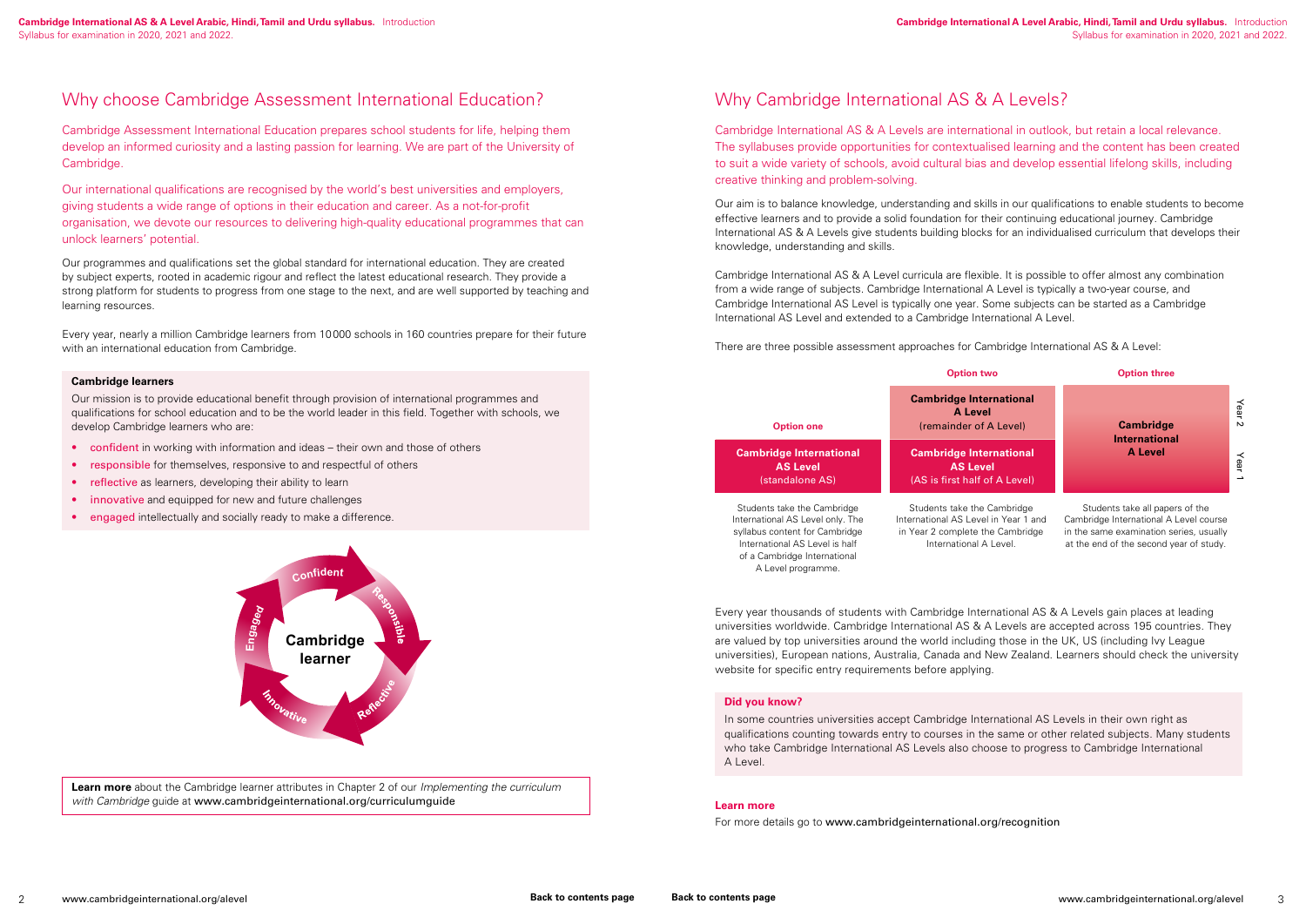## Why choose Cambridge Assessment International Education?

Cambridge Assessment International Education prepares school students for life, helping them develop an informed curiosity and a lasting passion for learning. We are part of the University of Cambridge.

Our international qualifications are recognised by the world's best universities and employers, giving students a wide range of options in their education and career. As a not-for-profit organisation, we devote our resources to delivering high-quality educational programmes that can unlock learners' potential.

Our programmes and qualifications set the global standard for international education. They are created by subject experts, rooted in academic rigour and reflect the latest educational research. They provide a strong platform for students to progress from one stage to the next, and are well supported by teaching and learning resources.

Every year, nearly a million Cambridge learners from 10000 schools in 160 countries prepare for their future with an international education from Cambridge.

**Cambridge learners**

Our mission is to provide educational benefit through provision of international programmes and qualifications for school education and to be the world leader in this field. Together with schools, we develop Cambridge learners who are:

- confident in working with information and ideas – their own and those of others
- responsible for themselves, responsive to and respectful of others
- reflective as learners, developing their ability to learn
- innovative and equipped for new and future challenges
- engaged intellectually and socially ready to make a difference.

Cambridge learner: Confident, Responsible, Reflective, Innovative, Engaged

**Learn more** about the Cambridge learner attributes in Chapter 2 of our *Implementing the curriculum with Cambridge* guide at www.cambridgeinternational.org/curriculumguide

## Why Cambridge International AS & A Levels?

Cambridge International AS & A Levels are international in outlook, but retain a local relevance. The syllabuses provide opportunities for contextualised learning and the content has been created to suit a wide variety of schools, avoid cultural bias and develop essential lifelong skills, including creative thinking and problem-solving.

Our aim is to balance knowledge, understanding and skills in our qualifications to enable students to become effective learners and to provide a solid foundation for their continuing educational journey. Cambridge International AS & A Levels give students building blocks for an individualised curriculum that develops their knowledge, understanding and skills.

Cambridge International AS & A Level curricula are flexible. It is possible to offer almost any combination from a wide range of subjects. Cambridge International A Level is typically a two-year course, and Cambridge International AS Level is typically one year. Some subjects can be started as a Cambridge International AS Level and extended to a Cambridge International A Level.

There are three possible assessment approaches for Cambridge International AS & A Level:

| | Option one | Option two | Option three |
|---|---|---|---|
| Year 2 | | **Cambridge International A Level** (remainder of A Level) | **Cambridge International A Level** |
| Year 1 | **Cambridge International AS Level** (standalone AS) | **Cambridge International AS Level** (AS is first half of A Level) | |
| | Students take the Cambridge International AS Level only. The syllabus content for Cambridge International AS Level is half of a Cambridge International A Level programme. | Students take the Cambridge International AS Level in Year 1 and in Year 2 complete the Cambridge International A Level. | Students take all papers of the Cambridge International A Level course in the same examination series, usually at the end of the second year of study. |

Every year thousands of students with Cambridge International AS & A Levels gain places at leading universities worldwide. Cambridge International AS & A Levels are accepted across 195 countries. They are valued by top universities around the world including those in the UK, US (including Ivy League universities), European nations, Australia, Canada and New Zealand. Learners should check the university website for specific entry requirements before applying.

**Did you know?**

In some countries universities accept Cambridge International AS Levels in their own right as qualifications counting towards entry to courses in the same or other related subjects. Many students who take Cambridge International AS Levels also choose to progress to Cambridge International A Level.

**Learn more**

For more details go to www.cambridgeinternational.org/recognition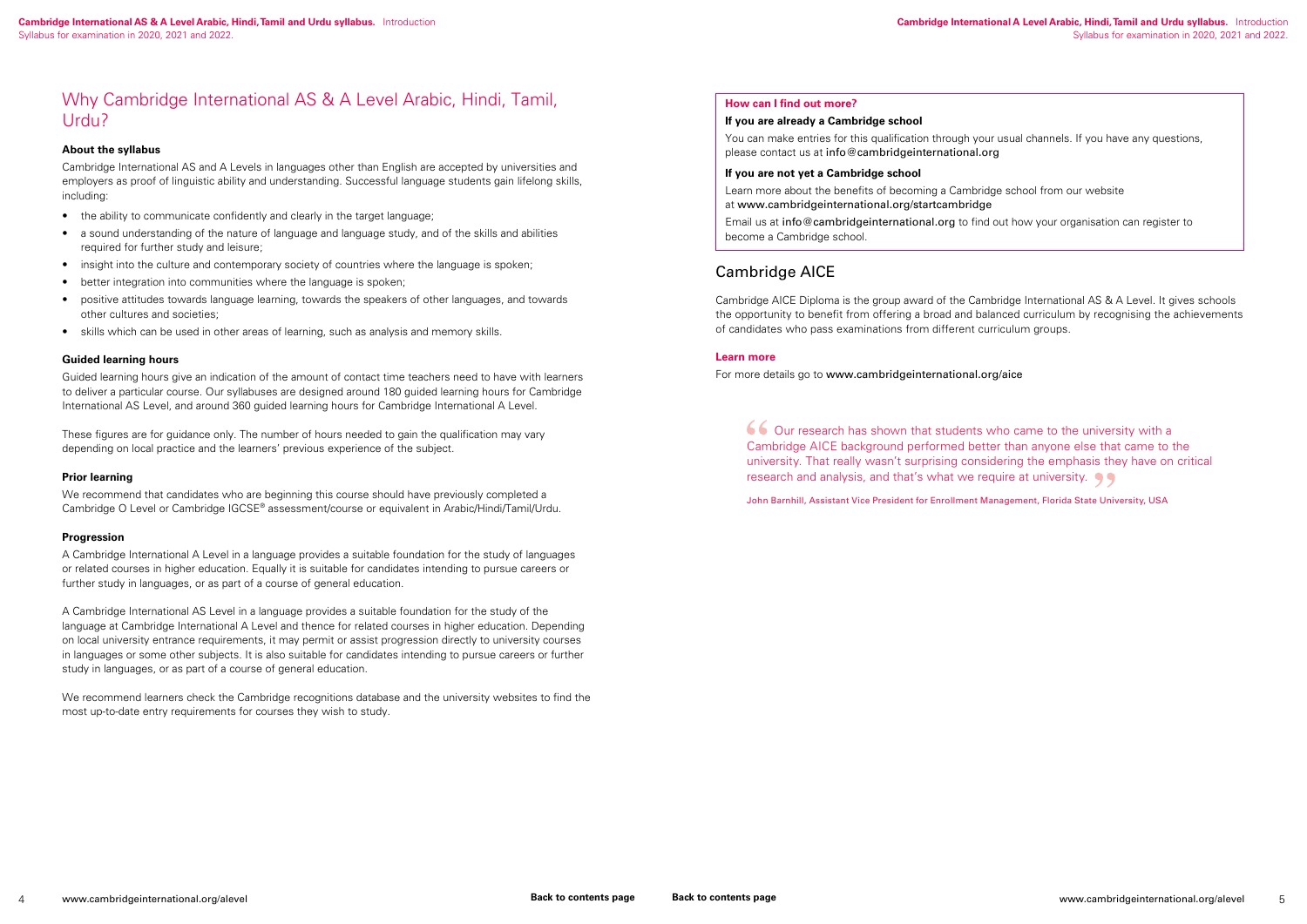# Why Cambridge International AS & A Level Arabic, Hindi, Tamil, Urdu?

### About the syllabus

Cambridge International AS and A Levels in languages other than English are accepted by universities and employers as proof of linguistic ability and understanding. Successful language students gain lifelong skills, including:

- the ability to communicate confidently and clearly in the target language;
- a sound understanding of the nature of language and language study, and of the skills and abilities required for further study and leisure;
- insight into the culture and contemporary society of countries where the language is spoken;
- better integration into communities where the language is spoken;
- positive attitudes towards language learning, towards the speakers of other languages, and towards other cultures and societies;
- skills which can be used in other areas of learning, such as analysis and memory skills.

### Guided learning hours

Guided learning hours give an indication of the amount of contact time teachers need to have with learners to deliver a particular course. Our syllabuses are designed around 180 guided learning hours for Cambridge International AS Level, and around 360 guided learning hours for Cambridge International A Level.

These figures are for guidance only. The number of hours needed to gain the qualification may vary depending on local practice and the learners' previous experience of the subject.

### Prior learning

We recommend that candidates who are beginning this course should have previously completed a Cambridge O Level or Cambridge IGCSE® assessment/course or equivalent in Arabic/Hindi/Tamil/Urdu.

### Progression

A Cambridge International A Level in a language provides a suitable foundation for the study of languages or related courses in higher education. Equally it is suitable for candidates intending to pursue careers or further study in languages, or as part of a course of general education.

A Cambridge International AS Level in a language provides a suitable foundation for the study of the language at Cambridge International A Level and thence for related courses in higher education. Depending on local university entrance requirements, it may permit or assist progression directly to university courses in languages or some other subjects. It is also suitable for candidates intending to pursue careers or further study in languages, or as part of a course of general education.

We recommend learners check the Cambridge recognitions database and the university websites to find the most up-to-date entry requirements for courses they wish to study.

### How can I find out more?

**If you are already a Cambridge school**

You can make entries for this qualification through your usual channels. If you have any questions, please contact us at info@cambridgeinternational.org

**If you are not yet a Cambridge school**

Learn more about the benefits of becoming a Cambridge school from our website at www.cambridgeinternational.org/startcambridge

Email us at info@cambridgeinternational.org to find out how your organisation can register to become a Cambridge school.

## Cambridge AICE

Cambridge AICE Diploma is the group award of the Cambridge International AS & A Level. It gives schools the opportunity to benefit from offering a broad and balanced curriculum by recognising the achievements of candidates who pass examinations from different curriculum groups.

### Learn more

For more details go to www.cambridgeinternational.org/aice

> "Our research has shown that students who came to the university with a Cambridge AICE background performed better than anyone else that came to the university. That really wasn't surprising considering the emphasis they have on critical research and analysis, and that's what we require at university."
>
> John Barnhill, Assistant Vice President for Enrollment Management, Florida State University, USA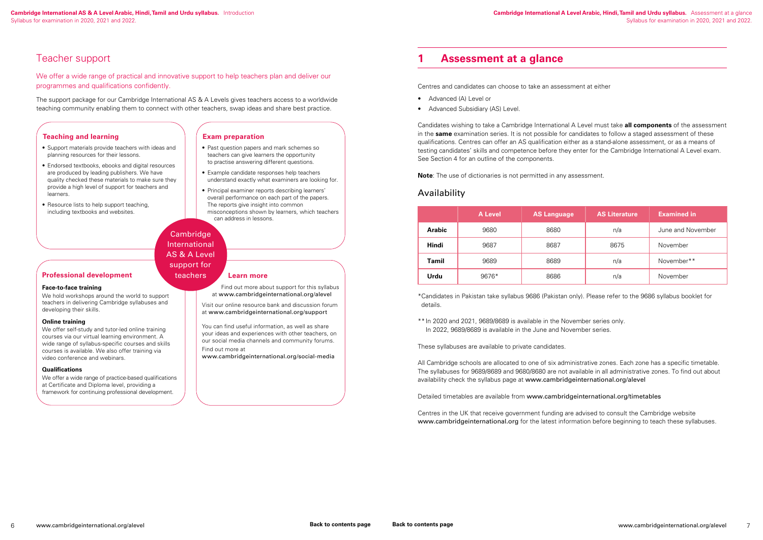# Teacher support

We offer a wide range of practical and innovative support to help teachers plan and deliver our programmes and qualifications confidently.

The support package for our Cambridge International AS & A Levels gives teachers access to a worldwide teaching community enabling them to connect with other teachers, swap ideas and share best practice.

Cambridge International AS & A Level support for teachers

### Teaching and learning

- Support materials provide teachers with ideas and planning resources for their lessons.
- Endorsed textbooks, ebooks and digital resources are produced by leading publishers. We have quality checked these materials to make sure they provide a high level of support for teachers and learners.
- Resource lists to help support teaching, including textbooks and websites.

### Exam preparation

- Past question papers and mark schemes so teachers can give learners the opportunity to practise answering different questions.
- Example candidate responses help teachers understand exactly what examiners are looking for.
- Principal examiner reports describing learners' overall performance on each part of the papers. The reports give insight into common misconceptions shown by learners, which teachers can address in lessons.

### Professional development

**Face-to-face training**

We hold workshops around the world to support teachers in delivering Cambridge syllabuses and developing their skills.

**Online training**

We offer self-study and tutor-led online training courses via our virtual learning environment. A wide range of syllabus-specific courses and skills courses is available. We also offer training via video conference and webinars.

**Qualifications**

We offer a wide range of practice-based qualifications at Certificate and Diploma level, providing a framework for continuing professional development.

### Learn more

Find out more about support for this syllabus at www.cambridgeinternational.org/alevel

Visit our online resource bank and discussion forum at www.cambridgeinternational.org/support

You can find useful information, as well as share your ideas and experiences with other teachers, on our social media channels and community forums.
Find out more at
www.cambridgeinternational.org/social-media

# 1 Assessment at a glance

Centres and candidates can choose to take an assessment at either

- Advanced (A) Level or
- Advanced Subsidiary (AS) Level.

Candidates wishing to take a Cambridge International A Level must take **all components** of the assessment in the **same** examination series. It is not possible for candidates to follow a staged assessment of these qualifications. Centres can offer an AS qualification either as a stand-alone assessment, or as a means of testing candidates' skills and competence before they enter for the Cambridge International A Level exam. See Section 4 for an outline of the components.

**Note**: The use of dictionaries is not permitted in any assessment.

## Availability

| | A Level | AS Language | AS Literature | Examined in |
|---|---|---|---|---|
| **Arabic** | 9680 | 8680 | n/a | June and November |
| **Hindi** | 9687 | 8687 | 8675 | November |
| **Tamil** | 9689 | 8689 | n/a | November** |
| **Urdu** | 9676* | 8686 | n/a | November |

*Candidates in Pakistan take syllabus 9686 (Pakistan only). Please refer to the 9686 syllabus booklet for details.

** In 2020 and 2021, 9689/8689 is available in the November series only.
In 2022, 9689/8689 is available in the June and November series.

These syllabuses are available to private candidates.

All Cambridge schools are allocated to one of six administrative zones. Each zone has a specific timetable. The syllabuses for 9689/8689 and 9680/8680 are not available in all administrative zones. To find out about availability check the syllabus page at www.cambridgeinternational.org/alevel

Detailed timetables are available from www.cambridgeinternational.org/timetables

Centres in the UK that receive government funding are advised to consult the Cambridge website www.cambridgeinternational.org for the latest information before beginning to teach these syllabuses.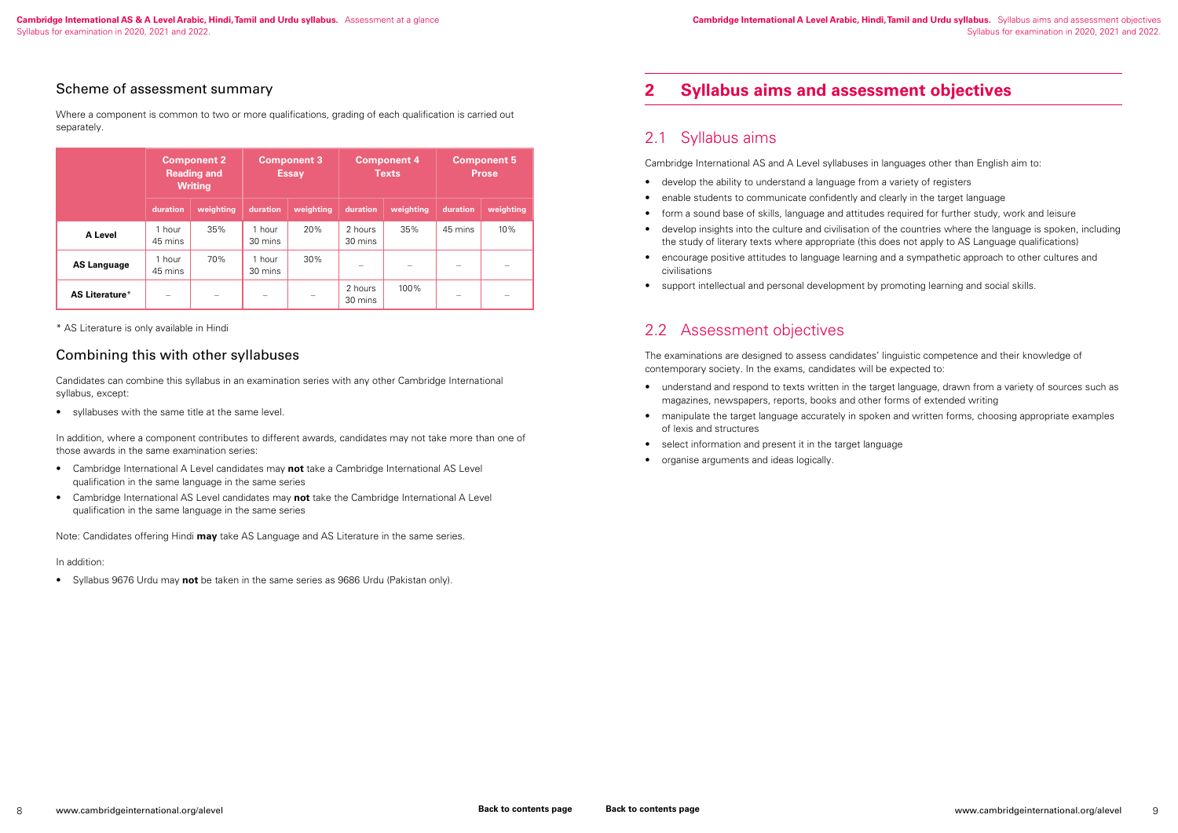## Scheme of assessment summary

Where a component is common to two or more qualifications, grading of each qualification is carried out separately.

| | Component 2 Reading and Writing | | Component 3 Essay | | Component 4 Texts | | Component 5 Prose | |
|---|---|---|---|---|---|---|---|---|
| | duration | weighting | duration | weighting | duration | weighting | duration | weighting |
| **A Level** | 1 hour 45 mins | 35% | 1 hour 30 mins | 20% | 2 hours 30 mins | 35% | 45 mins | 10% |
| **AS Language** | 1 hour 45 mins | 70% | 1 hour 30 mins | 30% | – | – | – | – |
| **AS Literature*** | – | – | – | – | 2 hours 30 mins | 100% | – | – |

* AS Literature is only available in Hindi

## Combining this with other syllabuses

Candidates can combine this syllabus in an examination series with any other Cambridge International syllabus, except:

- syllabuses with the same title at the same level.

In addition, where a component contributes to different awards, candidates may not take more than one of those awards in the same examination series:

- Cambridge International A Level candidates may **not** take a Cambridge International AS Level qualification in the same language in the same series
- Cambridge International AS Level candidates may **not** take the Cambridge International A Level qualification in the same language in the same series

Note: Candidates offering Hindi **may** take AS Language and AS Literature in the same series.

In addition:

- Syllabus 9676 Urdu may **not** be taken in the same series as 9686 Urdu (Pakistan only).

# 2 Syllabus aims and assessment objectives

## 2.1 Syllabus aims

Cambridge International AS and A Level syllabuses in languages other than English aim to:

- develop the ability to understand a language from a variety of registers
- enable students to communicate confidently and clearly in the target language
- form a sound base of skills, language and attitudes required for further study, work and leisure
- develop insights into the culture and civilisation of the countries where the language is spoken, including the study of literary texts where appropriate (this does not apply to AS Language qualifications)
- encourage positive attitudes to language learning and a sympathetic approach to other cultures and civilisations
- support intellectual and personal development by promoting learning and social skills.

## 2.2 Assessment objectives

The examinations are designed to assess candidates' linguistic competence and their knowledge of contemporary society. In the exams, candidates will be expected to:

- understand and respond to texts written in the target language, drawn from a variety of sources such as magazines, newspapers, reports, books and other forms of extended writing
- manipulate the target language accurately in spoken and written forms, choosing appropriate examples of lexis and structures
- select information and present it in the target language
- organise arguments and ideas logically.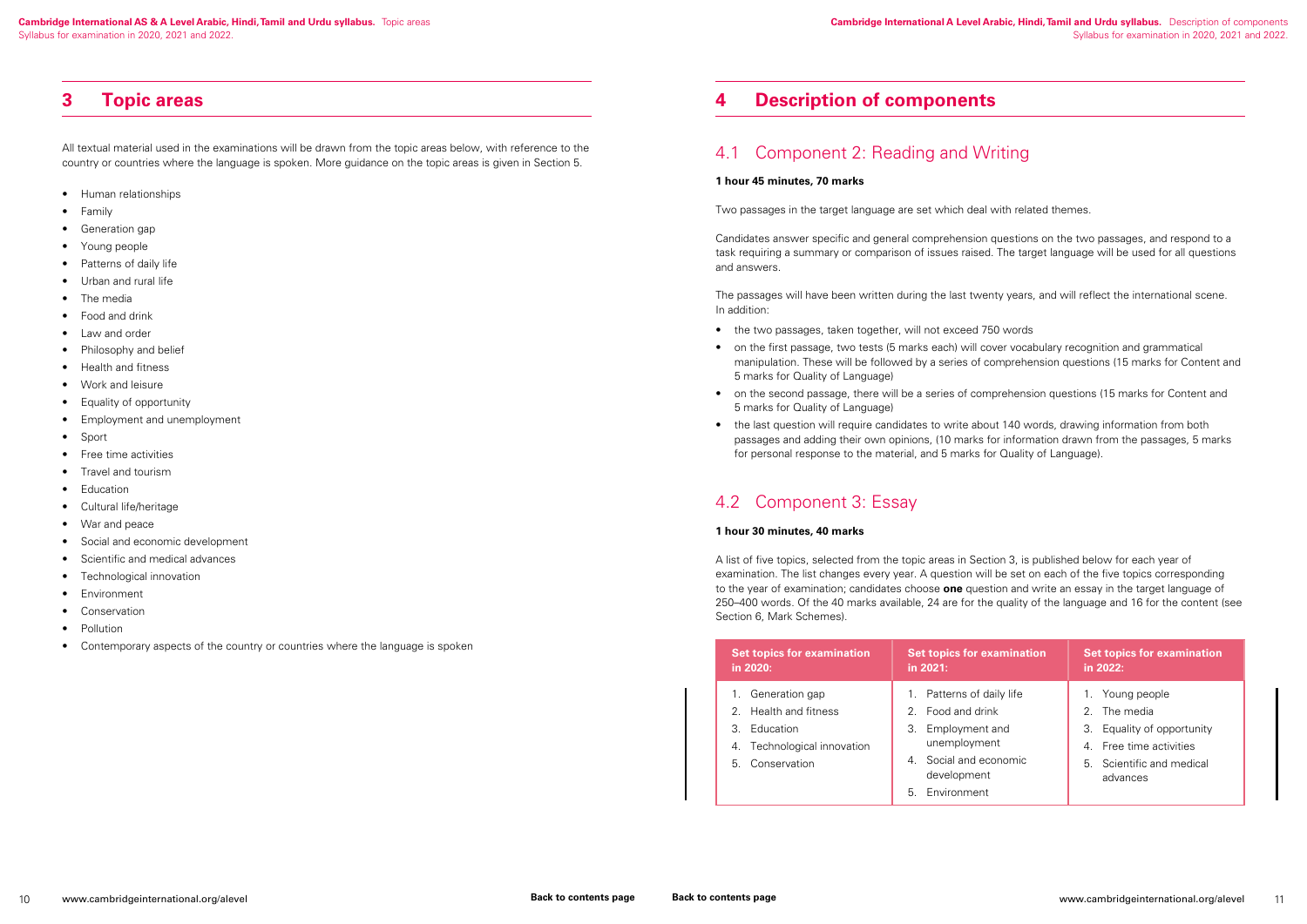# 3 Topic areas

All textual material used in the examinations will be drawn from the topic areas below, with reference to the country or countries where the language is spoken. More guidance on the topic areas is given in Section 5.

- Human relationships
- Family
- Generation gap
- Young people
- Patterns of daily life
- Urban and rural life
- The media
- Food and drink
- Law and order
- Philosophy and belief
- Health and fitness
- Work and leisure
- Equality of opportunity
- Employment and unemployment
- Sport
- Free time activities
- Travel and tourism
- Education
- Cultural life/heritage
- War and peace
- Social and economic development
- Scientific and medical advances
- Technological innovation
- Environment
- Conservation
- Pollution
- Contemporary aspects of the country or countries where the language is spoken

# 4 Description of components

## 4.1 Component 2: Reading and Writing

**1 hour 45 minutes, 70 marks**

Two passages in the target language are set which deal with related themes.

Candidates answer specific and general comprehension questions on the two passages, and respond to a task requiring a summary or comparison of issues raised. The target language will be used for all questions and answers.

The passages will have been written during the last twenty years, and will reflect the international scene. In addition:

- the two passages, taken together, will not exceed 750 words
- on the first passage, two tests (5 marks each) will cover vocabulary recognition and grammatical manipulation. These will be followed by a series of comprehension questions (15 marks for Content and 5 marks for Quality of Language)
- on the second passage, there will be a series of comprehension questions (15 marks for Content and 5 marks for Quality of Language)
- the last question will require candidates to write about 140 words, drawing information from both passages and adding their own opinions, (10 marks for information drawn from the passages, 5 marks for personal response to the material, and 5 marks for Quality of Language).

## 4.2 Component 3: Essay

**1 hour 30 minutes, 40 marks**

A list of five topics, selected from the topic areas in Section 3, is published below for each year of examination. The list changes every year. A question will be set on each of the five topics corresponding to the year of examination; candidates choose **one** question and write an essay in the target language of 250–400 words. Of the 40 marks available, 24 are for the quality of the language and 16 for the content (see Section 6, Mark Schemes).

| Set topics for examination in 2020: | Set topics for examination in 2021: | Set topics for examination in 2022: |
|---|---|---|
| 1. Generation gap | 1. Patterns of daily life | 1. Young people |
| 2. Health and fitness | 2. Food and drink | 2. The media |
| 3. Education | 3. Employment and unemployment | 3. Equality of opportunity |
| 4. Technological innovation | 4. Social and economic development | 4. Free time activities |
| 5. Conservation | 5. Environment | 5. Scientific and medical advances |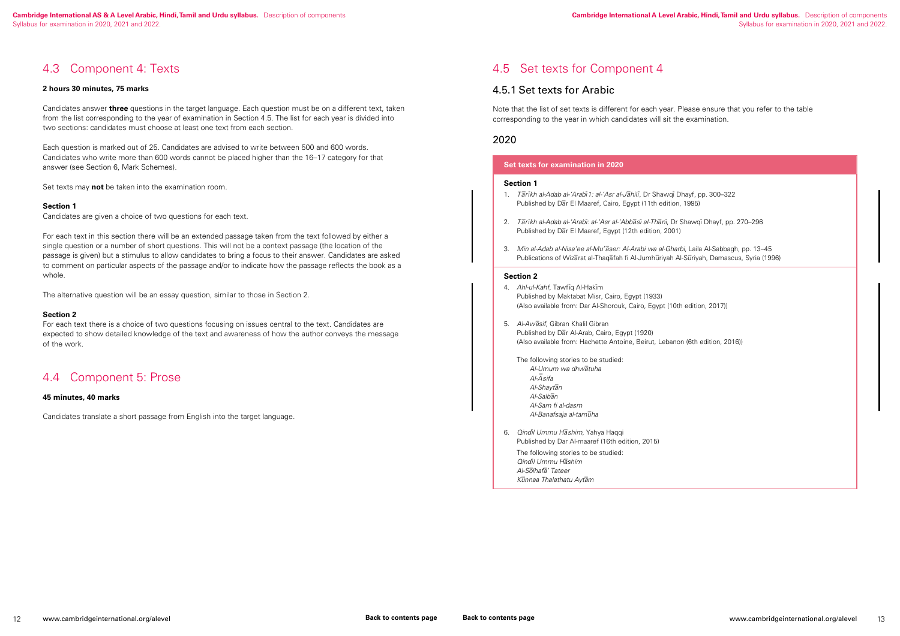## 4.3 Component 4: Texts

**2 hours 30 minutes, 75 marks**

Candidates answer **three** questions in the target language. Each question must be on a different text, taken from the list corresponding to the year of examination in Section 4.5. The list for each year is divided into two sections: candidates must choose at least one text from each section.

Each question is marked out of 25. Candidates are advised to write between 500 and 600 words. Candidates who write more than 600 words cannot be placed higher than the 16–17 category for that answer (see Section 6, Mark Schemes).

Set texts may **not** be taken into the examination room.

**Section 1**

Candidates are given a choice of two questions for each text.

For each text in this section there will be an extended passage taken from the text followed by either a single question or a number of short questions. This will not be a context passage (the location of the passage is given) but a stimulus to allow candidates to bring a focus to their answer. Candidates are asked to comment on particular aspects of the passage and/or to indicate how the passage reflects the book as a whole.

The alternative question will be an essay question, similar to those in Section 2.

**Section 2**

For each text there is a choice of two questions focusing on issues central to the text. Candidates are expected to show detailed knowledge of the text and awareness of how the author conveys the message of the work.

## 4.4 Component 5: Prose

**45 minutes, 40 marks**

Candidates translate a short passage from English into the target language.

## 4.5 Set texts for Component 4

### 4.5.1 Set texts for Arabic

Note that the list of set texts is different for each year. Please ensure that you refer to the table corresponding to the year in which candidates will sit the examination.

### 2020

**Set texts for examination in 2020**

**Section 1**

1. *Tārīkh al-Adab al-'Arabī 1: al-'Asr al-Jāhilī*, Dr Shawqī Dhayf, pp. 300–322
   Published by Dār El Maaref, Cairo, Egypt (11th edition, 1995)

2. *Tārīkh al-Adab al-'Arabī: al-'Asr al-'Abbāsī al-Thānī*, Dr Shawqī Dhayf, pp. 270–296
   Published by Dār El Maaref, Egypt (12th edition, 2001)

3. *Min al-Adab al-Nisa'ee al-Mu'āser: Al-Arabi wa al-Gharbi*, Laila Al-Sabbagh, pp. 13–45
   Publications of Wizārat al-Thaqāfah fi Al-Jumhūriyah Al-Sūriyah, Damascus, Syria (1996)

**Section 2**

4. *Ahl-ul-Kahf*, Tawfīq Al-Hakīm
   Published by Maktabat Misr, Cairo, Egypt (1933)
   (Also available from: Dar Al-Shorouk, Cairo, Egypt (10th edition, 2017))

5. *Al-Awāsif*, Gibran Khalil Gibran
   Published by Dār Al-Arab, Cairo, Egypt (1920)
   (Also available from: Hachette Antoine, Beirut, Lebanon (6th edition, 2016))

   The following stories to be studied:
   - *Al-Umum wa dhwātuha*
   - *Al-Āsifa*
   - *Al-Shaytān*
   - *Al-Salbān*
   - *Al-Sam fi al-dasm*
   - *Al-Banafsaja al-tamūha*

6. *Qindīl Ummu Hāshim*, Yahya Haqqi
   Published by Dar Al-maaref (16th edition, 2015)

   The following stories to be studied:
   - *Qindīl Ummu Hāshim*
   - *Al-Sōlhafā' Tateer*
   - *Kūnnaa Thalathatu Aytām*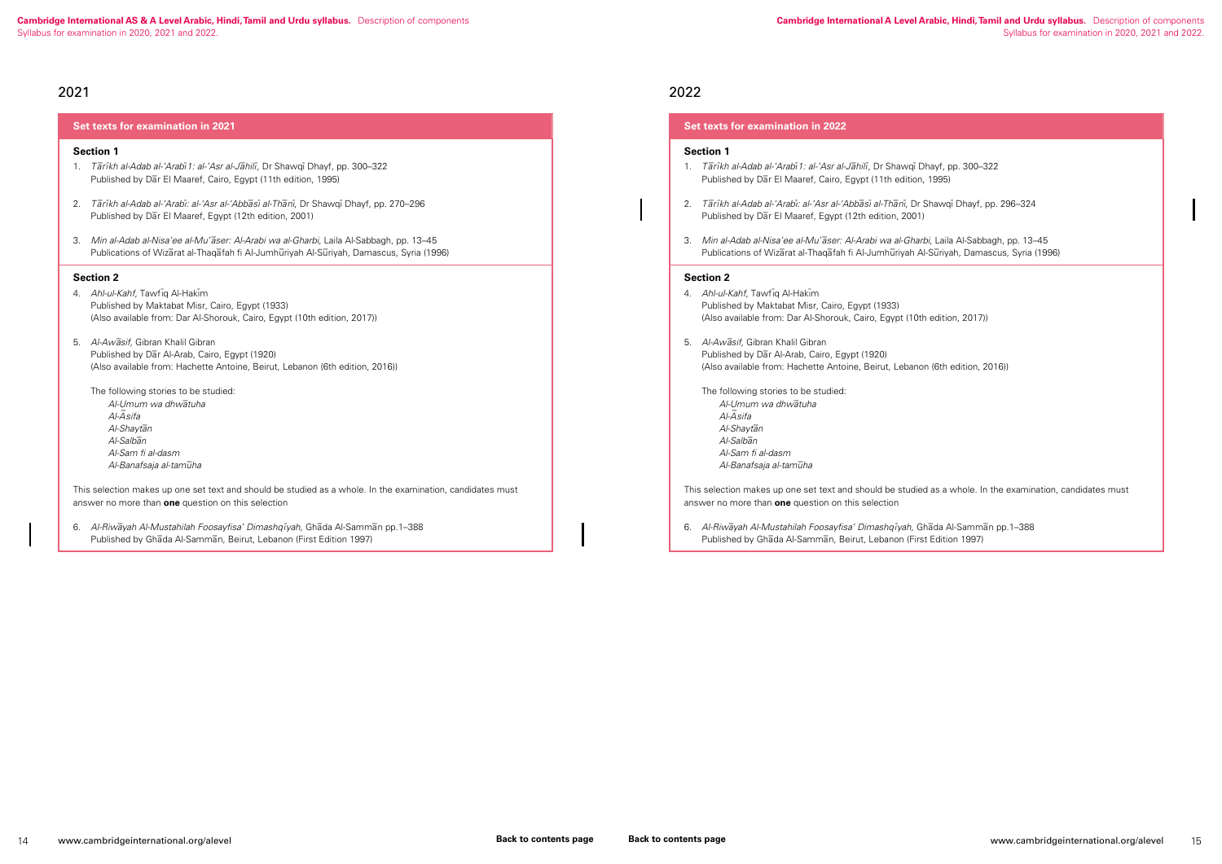## 2021

### Set texts for examination in 2021

**Section 1**

1. *Tārīkh al-Adab al-'Arabī 1: al-'Asr al-Jāhilī*, Dr Shawqī Dhayf, pp. 300–322
   Published by Dār El Maaref, Cairo, Egypt (11th edition, 1995)

2. *Tārīkh al-Adab al-'Arabī: al-'Asr al-'Abbāsī al-Thānī*, Dr Shawqī Dhayf, pp. 270–296
   Published by Dār El Maaref, Egypt (12th edition, 2001)

3. *Min al-Adab al-Nisa'ee al-Mu'āser: Al-Arabi wa al-Gharbi*, Laila Al-Sabbagh, pp. 13–45
   Publications of Wizārat al-Thaqāfah fi Al-Jumhūriyah Al-Sūriyah, Damascus, Syria (1996)

**Section 2**

4. *Ahl-ul-Kahf*, Tawfīq Al-Hakīm
   Published by Maktabat Misr, Cairo, Egypt (1933)
   (Also available from: Dar Al-Shorouk, Cairo, Egypt (10th edition, 2017))

5. *Al-Awāsif*, Gibran Khalil Gibran
   Published by Dār Al-Arab, Cairo, Egypt (1920)
   (Also available from: Hachette Antoine, Beirut, Lebanon (6th edition, 2016))

   The following stories to be studied:
   *Al-Umum wa dhwātuha*
   *Al-Āsifa*
   *Al-Shaytān*
   *Al-Salbān*
   *Al-Sam fi al-dasm*
   *Al-Banafsaja al-tamūha*

This selection makes up one set text and should be studied as a whole. In the examination, candidates must answer no more than **one** question on this selection

6. *Al-Riwāyah Al-Mustahilah Foosayfisa' Dimashqīyah*, Ghāda Al-Sammān pp.1–388
   Published by Ghāda Al-Sammān, Beirut, Lebanon (First Edition 1997)

## 2022

### Set texts for examination in 2022

**Section 1**

1. *Tārīkh al-Adab al-'Arabī 1: al-'Asr al-Jāhilī*, Dr Shawqī Dhayf, pp. 300–322
   Published by Dār El Maaref, Cairo, Egypt (11th edition, 1995)

2. *Tārīkh al-Adab al-'Arabī: al-'Asr al-'Abbāsī al-Thānī*, Dr Shawqī Dhayf, pp. 296–324
   Published by Dār El Maaref, Egypt (12th edition, 2001)

3. *Min al-Adab al-Nisa'ee al-Mu'āser: Al-Arabi wa al-Gharbi*, Laila Al-Sabbagh, pp. 13–45
   Publications of Wizārat al-Thaqāfah fi Al-Jumhūriyah Al-Sūriyah, Damascus, Syria (1996)

**Section 2**

4. *Ahl-ul-Kahf*, Tawfīq Al-Hakīm
   Published by Maktabat Misr, Cairo, Egypt (1933)
   (Also available from: Dar Al-Shorouk, Cairo, Egypt (10th edition, 2017))

5. *Al-Awāsif*, Gibran Khalil Gibran
   Published by Dār Al-Arab, Cairo, Egypt (1920)
   (Also available from: Hachette Antoine, Beirut, Lebanon (6th edition, 2016))

   The following stories to be studied:
   *Al-Umum wa dhwātuha*
   *Al-Āsifa*
   *Al-Shaytān*
   *Al-Salbān*
   *Al-Sam fi al-dasm*
   *Al-Banafsaja al-tamūha*

This selection makes up one set text and should be studied as a whole. In the examination, candidates must answer no more than **one** question on this selection

6. *Al-Riwāyah Al-Mustahilah Foosayfisa' Dimashqīyah*, Ghāda Al-Sammān pp.1–388
   Published by Ghāda Al-Sammān, Beirut, Lebanon (First Edition 1997)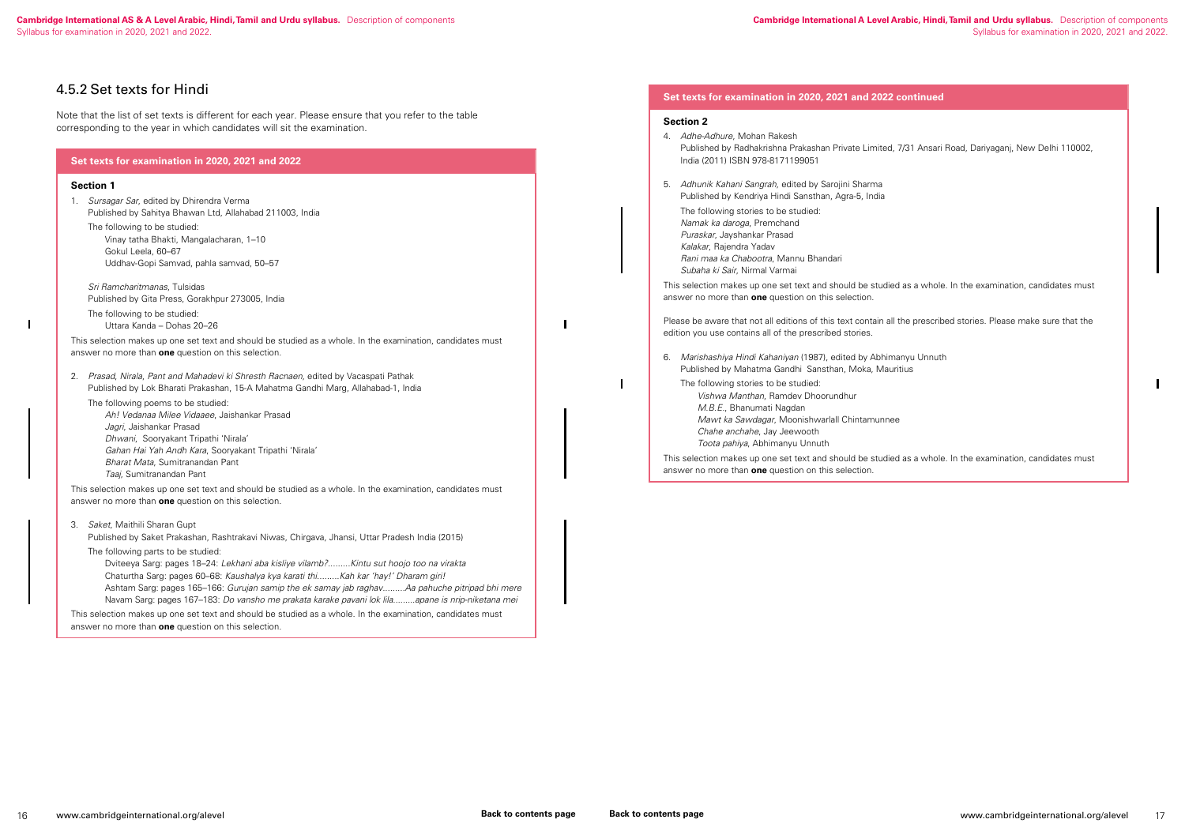## 4.5.2 Set texts for Hindi

Note that the list of set texts is different for each year. Please ensure that you refer to the table corresponding to the year in which candidates will sit the examination.

### Set texts for examination in 2020, 2021 and 2022

**Section 1**

1. *Sursagar Sar,* edited by Dhirendra Verma
   Published by Sahitya Bhawan Ltd, Allahabad 211003, India
   The following to be studied:
   Vinay tatha Bhakti, Mangalacharan, 1–10
   Gokul Leela, 60–67
   Uddhav-Gopi Samvad, pahla samvad, 50–57

   *Sri Ramcharitmanas*, Tulsidas
   Published by Gita Press, Gorakhpur 273005, India
   The following to be studied:
   Uttara Kanda – Dohas 20–26

   This selection makes up one set text and should be studied as a whole. In the examination, candidates must answer no more than **one** question on this selection.

2. *Prasad, Nirala, Pant and Mahadevi ki Shresth Racnaen,* edited by Vacaspati Pathak
   Published by Lok Bharati Prakashan, 15-A Mahatma Gandhi Marg, Allahabad-1, India
   The following poems to be studied:
   *Ah! Vedanaa Milee Vidaaee*, Jaishankar Prasad
   *Jagri*, Jaishankar Prasad
   *Dhwani*, Sooryakant Tripathi 'Nirala'
   *Gahan Hai Yah Andh Kara*, Sooryakant Tripathi 'Nirala'
   *Bharat Mata*, Sumitranandan Pant
   *Taaj*, Sumitranandan Pant

   This selection makes up one set text and should be studied as a whole. In the examination, candidates must answer no more than **one** question on this selection.

3. *Saket*, Maithili Sharan Gupt
   Published by Saket Prakashan, Rashtrakavi Niwas, Chirgava, Jhansi, Uttar Pradesh India (2015)
   The following parts to be studied:
   Dviteeya Sarg: pages 18–24: *Lekhani aba kisliye vilamb?.........Kintu sut hoojo too na virakta*
   Chaturtha Sarg: pages 60–68: *Kaushalya kya karati thi.........Kah kar 'hay!' Dharam giri!*
   Ashtam Sarg: pages 165–166: *Gurujan samip the ek samay jab raghav.........Aa pahuche pitripad bhi mere*
   Navam Sarg: pages 167–183: *Do vansho me prakata karake pavani lok lila.........apane is nrip-niketana mei*

   This selection makes up one set text and should be studied as a whole. In the examination, candidates must answer no more than **one** question on this selection.

### Set texts for examination in 2020, 2021 and 2022 continued

**Section 2**

4. *Adhe-Adhure*, Mohan Rakesh
   Published by Radhakrishna Prakashan Private Limited, 7/31 Ansari Road, Dariyaganj, New Delhi 110002, India (2011) ISBN 978-8171199051

5. *Adhunik Kahani Sangrah*, edited by Sarojini Sharma
   Published by Kendriya Hindi Sansthan, Agra-5, India
   The following stories to be studied:
   *Namak ka daroga*, Premchand
   *Puraskar*, Jayshankar Prasad
   *Kalakar*, Rajendra Yadav
   *Rani maa ka Chabootra*, Mannu Bhandari
   *Subaha ki Sair*, Nirmal Varmai

   This selection makes up one set text and should be studied as a whole. In the examination, candidates must answer no more than **one** question on this selection.

   Please be aware that not all editions of this text contain all the prescribed stories. Please make sure that the edition you use contains all of the prescribed stories.

6. *Marishashiya Hindi Kahaniyan* (1987), edited by Abhimanyu Unnuth
   Published by Mahatma Gandhi Sansthan, Moka, Mauritius
   The following stories to be studied:
   *Vishwa Manthan*, Ramdev Dhoorundhur
   *M.B.E.*, Bhanumati Nagdan
   *Mawt ka Sawdagar*, Moonishwarlall Chintamunnee
   *Chahe anchahe*, Jay Jeewooth
   *Toota pahiya*, Abhimanyu Unnuth

   This selection makes up one set text and should be studied as a whole. In the examination, candidates must answer no more than **one** question on this selection.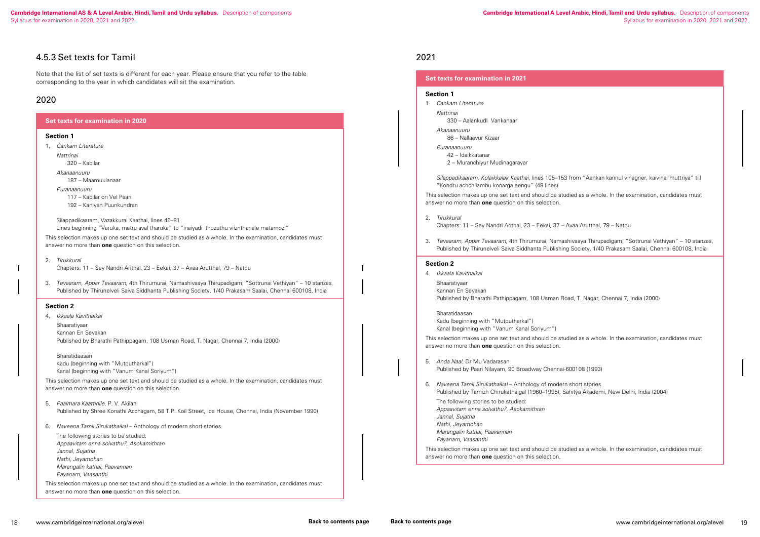### 4.5.3 Set texts for Tamil

Note that the list of set texts is different for each year. Please ensure that you refer to the table corresponding to the year in which candidates will sit the examination.

## 2020

**Set texts for examination in 2020**

**Section 1**

1. *Cankam Literature*

   *Nattrinai*
   
   320 – Kabilar

   *Akanaanuuru*
   
   187 – Maamuulanaar

   *Puranaanuuru*
   
   117 – Kabilar on Vel Paari
   
   192 – Kaniyan Puunkundran

   Silappadikaaram, Vazakkurai Kaathai, lines 45–81
   
   Lines beginning "Varuka, matru aval tharuka" to "inaiyadi thozuthu viiznthanale matamozi"

This selection makes up one set text and should be studied as a whole. In the examination, candidates must answer no more than **one** question on this selection.

2. *Tirukkural*
   
   Chapters: 11 – Sey Nandri Arithal, 23 – Eekai, 37 – Avaa Arutthal, 79 – Natpu

3. *Tevaaram, Appar Tevaaram,* 4th Thirumurai, Namashivaaya Thirupadigam, "Sottrunai Vethiyan" – 10 stanzas, Published by Thirunelveli Saiva Siddhanta Publishing Society, 1/40 Prakasam Saalai, Chennai 600108, India

**Section 2**

4. *Ikkaala Kavithaikal*

   Bhaaratiyaar
   
   Kannan En Sevakan
   
   Published by Bharathi Pathippagam, 108 Usman Road, T. Nagar, Chennai 7, India (2000)

   Bharatidaasan
   
   Kadu (beginning with "Mutputharkal")
   
   Kanal (beginning with "Vanum Kanal Soriyum")

This selection makes up one set text and should be studied as a whole. In the examination, candidates must answer no more than **one** question on this selection.

5. *Paalmara Kaattinile*, P. V. Akilan
   
   Published by Shree Konathi Achagam, 58 T.P. Koil Street, Ice House, Chennai, India (November 1990)

6. *Naveena Tamil Sirukathaikal* – Anthology of modern short stories

   The following stories to be studied:
   
   *Appaavitam enna solvathu?, Asokamithran*
   
   *Jannal, Sujatha*
   
   *Nathi, Jeyamohan*
   
   *Marangalin kathai, Paavannan*
   
   *Payanam, Vaasanthi*

This selection makes up one set text and should be studied as a whole. In the examination, candidates must answer no more than **one** question on this selection.

## 2021

**Set texts for examination in 2021**

**Section 1**

1. *Cankam Literature*

   *Nattrinai*
   
   330 – Aalankudl Vankanaar

   *Akanaanuuru*
   
   86 – Nallaavur Kizaar

   *Puranaanuuru*
   
   42 – Idaikkatanar
   
   2 – Muranchiyur Mudinagarayar

   *Silappadikaaram, Kolaikkalak Kaathai*, lines 105–153 from "Aankan kannul vinagner, kaivinai muttriya" till "Kondru achchilambu konarga eengu" (48 lines)

This selection makes up one set text and should be studied as a whole. In the examination, candidates must answer no more than **one** question on this selection.

2. *Tirukkural*
   
   Chapters: 11 – Sey Nandri Arithal, 23 – Eekai, 37 – Avaa Arutthal, 79 – Natpu

3. *Tevaaram, Appar Tevaaram,* 4th Thirumurai, Namashivaaya Thirupadigam, "Sottrunai Vethiyan" – 10 stanzas, Published by Thirunelveli Saiva Siddhanta Publishing Society, 1/40 Prakasam Saalai, Chennai 600108, India

**Section 2**

4. *Ikkaala Kavithaikal*

   Bhaaratiyaar
   
   Kannan En Sevakan
   
   Published by Bharathi Pathippagam, 108 Usman Road, T. Nagar, Chennai 7, India (2000)

   Bharatidaasan
   
   Kadu (beginning with "Mutputharkal")
   
   Kanal (beginning with "Vanum Kanal Soriyum")

This selection makes up one set text and should be studied as a whole. In the examination, candidates must answer no more than **one** question on this selection.

5. *Anda Naal*, Dr Mu Vadarasan
   
   Published by Paari Nilayam, 90 Broadway Chennai-600108 (1993)

6. *Naveena Tamil Sirukathaikal* – Anthology of modern short stories
   
   Published by Tamizh Chirukathaigal (1960–1995), Sahitya Akademi, New Delhi, India (2004)

   The following stories to be studied:
   
   *Appaavitam enna solvathu?, Asokamithran*
   
   *Jannal, Sujatha*
   
   *Nathi, Jeyamohan*
   
   *Marangalin kathai, Paavannan*
   
   *Payanam, Vaasanthi*

This selection makes up one set text and should be studied as a whole. In the examination, candidates must answer no more than **one** question on this selection.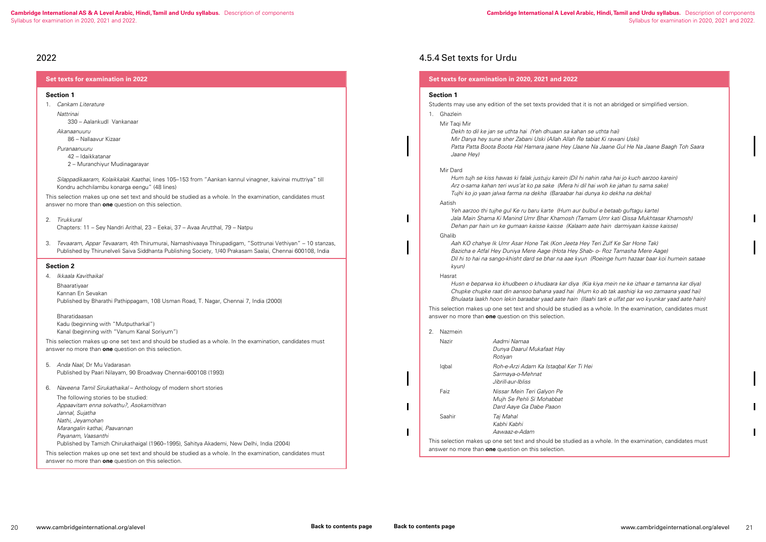## 2022

### Set texts for examination in 2022

**Section 1**

1. *Cankam Literature*

   *Nattrinai*
   
   330 – Aalankudl Vankanaar

   *Akanaanuuru*
   
   86 – Nallaavur Kizaar

   *Puranaanuuru*
   
   42 – Idaikkatanar
   
   2 – Muranchiyur Mudinagarayar

   *Silappadikaaram, Kolaikkalak Kaathai*, lines 105–153 from "Aankan kannul vinagner, kaivinai muttriya" till Kondru achchilambu konarga eengu" (48 lines)

This selection makes up one set text and should be studied as a whole. In the examination, candidates must answer no more than **one** question on this selection.

2. *Tirukkural*

   Chapters: 11 – Sey Nandri Arithal, 23 – Eekai, 37 – Avaa Arutthal, 79 – Natpu

3. *Tevaaram, Appar Tevaaram*, 4th Thirumurai, Namashivaaya Thirupadigam, "Sottrunai Vethiyan" – 10 stanzas, Published by Thirunelveli Saiva Siddhanta Publishing Society, 1/40 Prakasam Saalai, Chennai 600108, India

**Section 2**

4. *Ikkaala Kavithaikal*

   Bhaaratiyaar
   
   Kannan En Sevakan
   
   Published by Bharathi Pathippagam, 108 Usman Road, T. Nagar, Chennai 7, India (2000)

   Bharatidaasan
   
   Kadu (beginning with "Mutputharkal")
   
   Kanal (beginning with "Vanum Kanal Soriyum")

This selection makes up one set text and should be studied as a whole. In the examination, candidates must answer no more than **one** question on this selection.

5. *Anda Naal*, Dr Mu Vadarasan
   
   Published by Paari Nilayam, 90 Broadway Chennai-600108 (1993)

6. *Naveena Tamil Sirukathaikal* – Anthology of modern short stories

   The following stories to be studied:
   
   *Appaavitam enna solvathu?, Asokamithran*
   
   *Jannal, Sujatha*
   
   *Nathi, Jeyamohan*
   
   *Marangalin kathai, Paavannan*
   
   *Payanam, Vaasanthi*
   
   Published by Tamizh Chirukathaigal (1960–1995), Sahitya Akademi, New Delhi, India (2004)

This selection makes up one set text and should be studied as a whole. In the examination, candidates must answer no more than **one** question on this selection.

## 4.5.4 Set texts for Urdu

### Set texts for examination in 2020, 2021 and 2022

**Section 1**

Students may use any edition of the set texts provided that it is not an abridged or simplified version.

1. Ghazlein

   Mir Taqi Mir
   
   *Dekh to dil ke jan se uthta hai (Yeh dhuaan sa kahan se uthta hai)*
   
   *Mir Darya hey sune sher Zabani Uski (Allah Allah Re tabiat Ki rawani Uski)*
   
   *Patta Patta Boota Boota Hal Hamara jaane Hey (Jaane Na Jaane Gul He Na Jaane Baagh Toh Saara Jaane Hey)*

   Mir Dard
   
   *Hum tujh se kiss hawas ki falak justuju karein (Dil hi nahin raha hai jo kuch aarzoo karein)*
   
   *Arz o-sama kahan teri wus'at ko pa sake (Mera hi dil hai woh ke jahan tu sama sake)*
   
   *Tujhi ko jo yaan jalwa farma na dekha (Baraabar hai dunya ko dekha na dekha)*

   Aatish
   
   *Yeh aarzoo thi tujhe gul Ke ru baru karte (Hum aur bulbul e betaab guftagu karte)*
   
   *Jala Main Shama Ki Manind Umr Bhar Khamosh (Tamam Umr kati Qissa Mukhtasar Khamosh)*
   
   *Dehan par hain un ke gumaan kaisse kaisse (Kalaam aate hain darmiyaan kaisse kaisse)*

   Ghalib
   
   *Aah KO chahye Ik Umr Asar Hone Tak (Kon Jeeta Hey Teri Zulf Ke Sar Hone Tak)*
   
   *Bazicha e Atfal Hey Duniya Mere Aage (Hota Hey Shab- o- Roz Tamasha Mere Aage)*
   
   *Dil hi to hai na sango-khisht dard se bhar na aae kyun (Roeinge hum hazaar baar koi humein sataae kyun)*

   Hasrat
   
   *Husn e beparwa ko khudbeen o khudaara kar diya (Kia kiya mein ne ke izhaar e tamanna kar diya)*
   
   *Chupke chupke raat din aansoo bahana yaad hai (Hum ko ab tak aashiqi ka wo zamaana yaad hai)*
   
   *Bhulaata laakh hoon lekin baraabar yaad aate hain (Ilaahi tark e ulfat par wo kyunkar yaad aate hain)*

This selection makes up one set text and should be studied as a whole. In the examination, candidates must answer no more than **one** question on this selection.

2. Nazmein

| | |
|---|---|
| Nazir | *Aadmi Namaa*<br>*Dunya Daarul Mukafaat Hay*<br>*Rotiyan* |
| Iqbal | *Roh-e-Arzi Adam Ka Istaqbal Ker Ti Hei*<br>*Sarmaya-o-Mehnat*<br>*Jibrill-aur-Ibliss* |
| Faiz | *Nissar Mein Teri Galyon Pe*<br>*Mujh Se Pehli Si Mohabbat*<br>*Dard Aaye Ga Dabe Paaon* |
| Saahir | *Taj Mahal*<br>*Kabhi Kabhi*<br>*Aawaaz-e-Adam* |

This selection makes up one set text and should be studied as a whole. In the examination, candidates must answer no more than **one** question on this selection.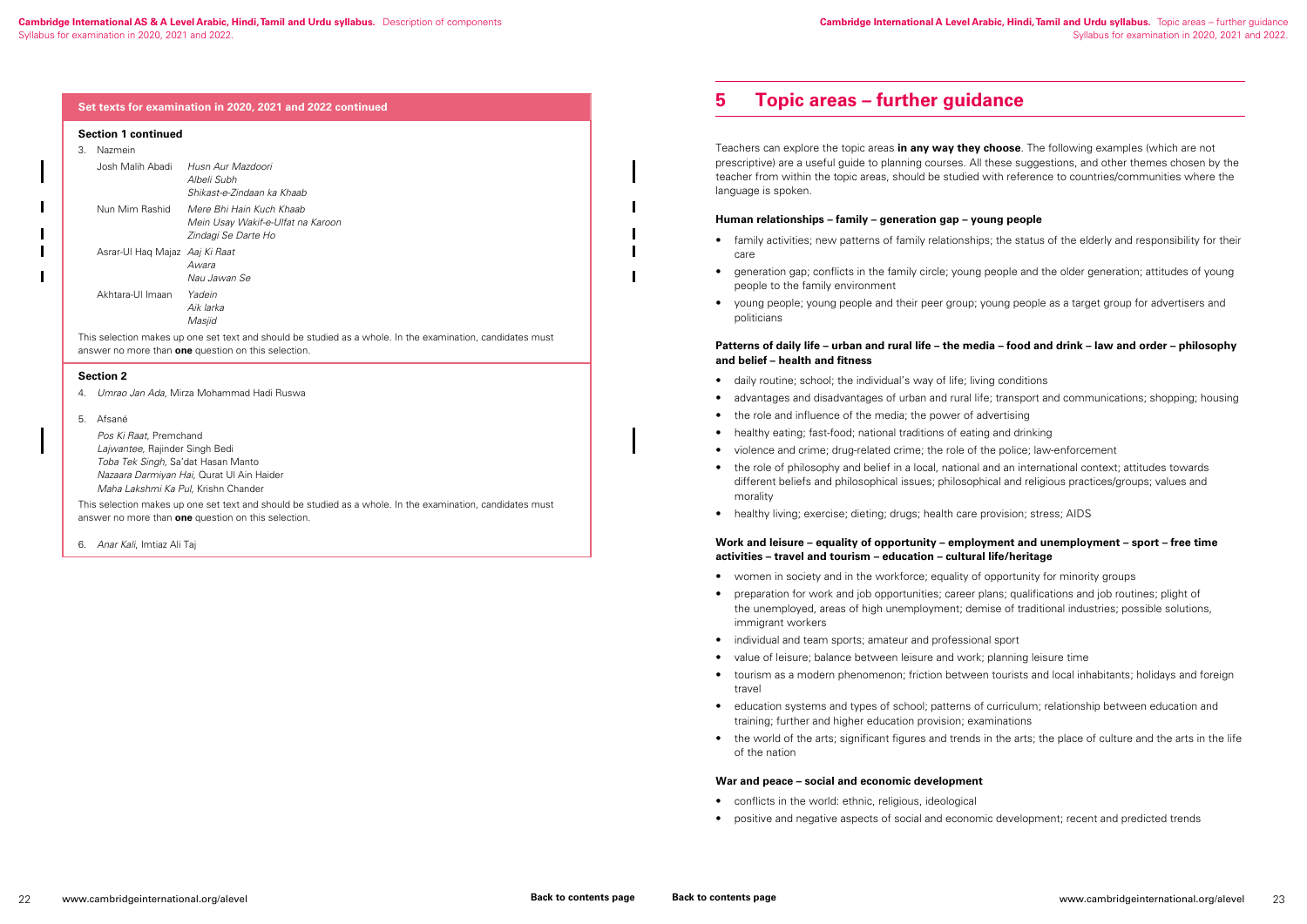**Set texts for examination in 2020, 2021 and 2022 continued**

**Section 1 continued**

3. Nazmein

| | |
|---|---|
| Josh Malih Abadi | *Husn Aur Mazdoori*<br>*Albeli Subh*<br>*Shikast-e-Zindaan ka Khaab* |
| Nun Mim Rashid | *Mere Bhi Hain Kuch Khaab*<br>*Mein Usay Wakif-e-Ulfat na Karoon*<br>*Zindagi Se Darte Ho* |
| Asrar-Ul Haq Majaz | *Aaj Ki Raat*<br>*Awara*<br>*Nau Jawan Se* |
| Akhtara-Ul Imaan | *Yadein*<br>*Aik larka*<br>*Masjid* |

This selection makes up one set text and should be studied as a whole. In the examination, candidates must answer no more than **one** question on this selection.

**Section 2**

4. *Umrao Jan Ada*, Mirza Mohammad Hadi Ruswa

5. Afsané

*Pos Ki Raat*, Premchand
*Lajwantee*, Rajinder Singh Bedi
*Toba Tek Singh*, Sa'dat Hasan Manto
*Nazaara Darmiyan Hai*, Qurat Ul Ain Haider
*Maha Lakshmi Ka Pul*, Krishn Chander

This selection makes up one set text and should be studied as a whole. In the examination, candidates must answer no more than **one** question on this selection.

6. *Anar Kali*, Imtiaz Ali Taj

# 5 Topic areas – further guidance

Teachers can explore the topic areas **in any way they choose**. The following examples (which are not prescriptive) are a useful guide to planning courses. All these suggestions, and other themes chosen by the teacher from within the topic areas, should be studied with reference to countries/communities where the language is spoken.

**Human relationships – family – generation gap – young people**

- family activities; new patterns of family relationships; the status of the elderly and responsibility for their care
- generation gap; conflicts in the family circle; young people and the older generation; attitudes of young people to the family environment
- young people; young people and their peer group; young people as a target group for advertisers and politicians

**Patterns of daily life – urban and rural life – the media – food and drink – law and order – philosophy and belief – health and fitness**

- daily routine; school; the individual's way of life; living conditions
- advantages and disadvantages of urban and rural life; transport and communications; shopping; housing
- the role and influence of the media; the power of advertising
- healthy eating; fast-food; national traditions of eating and drinking
- violence and crime; drug-related crime; the role of the police; law-enforcement
- the role of philosophy and belief in a local, national and an international context; attitudes towards different beliefs and philosophical issues; philosophical and religious practices/groups; values and morality
- healthy living; exercise; dieting; drugs; health care provision; stress; AIDS

**Work and leisure – equality of opportunity – employment and unemployment – sport – free time activities – travel and tourism – education – cultural life/heritage**

- women in society and in the workforce; equality of opportunity for minority groups
- preparation for work and job opportunities; career plans; qualifications and job routines; plight of the unemployed, areas of high unemployment; demise of traditional industries; possible solutions, immigrant workers
- individual and team sports; amateur and professional sport
- value of leisure; balance between leisure and work; planning leisure time
- tourism as a modern phenomenon; friction between tourists and local inhabitants; holidays and foreign travel
- education systems and types of school; patterns of curriculum; relationship between education and training; further and higher education provision; examinations
- the world of the arts; significant figures and trends in the arts; the place of culture and the arts in the life of the nation

**War and peace – social and economic development**

- conflicts in the world: ethnic, religious, ideological
- positive and negative aspects of social and economic development; recent and predicted trends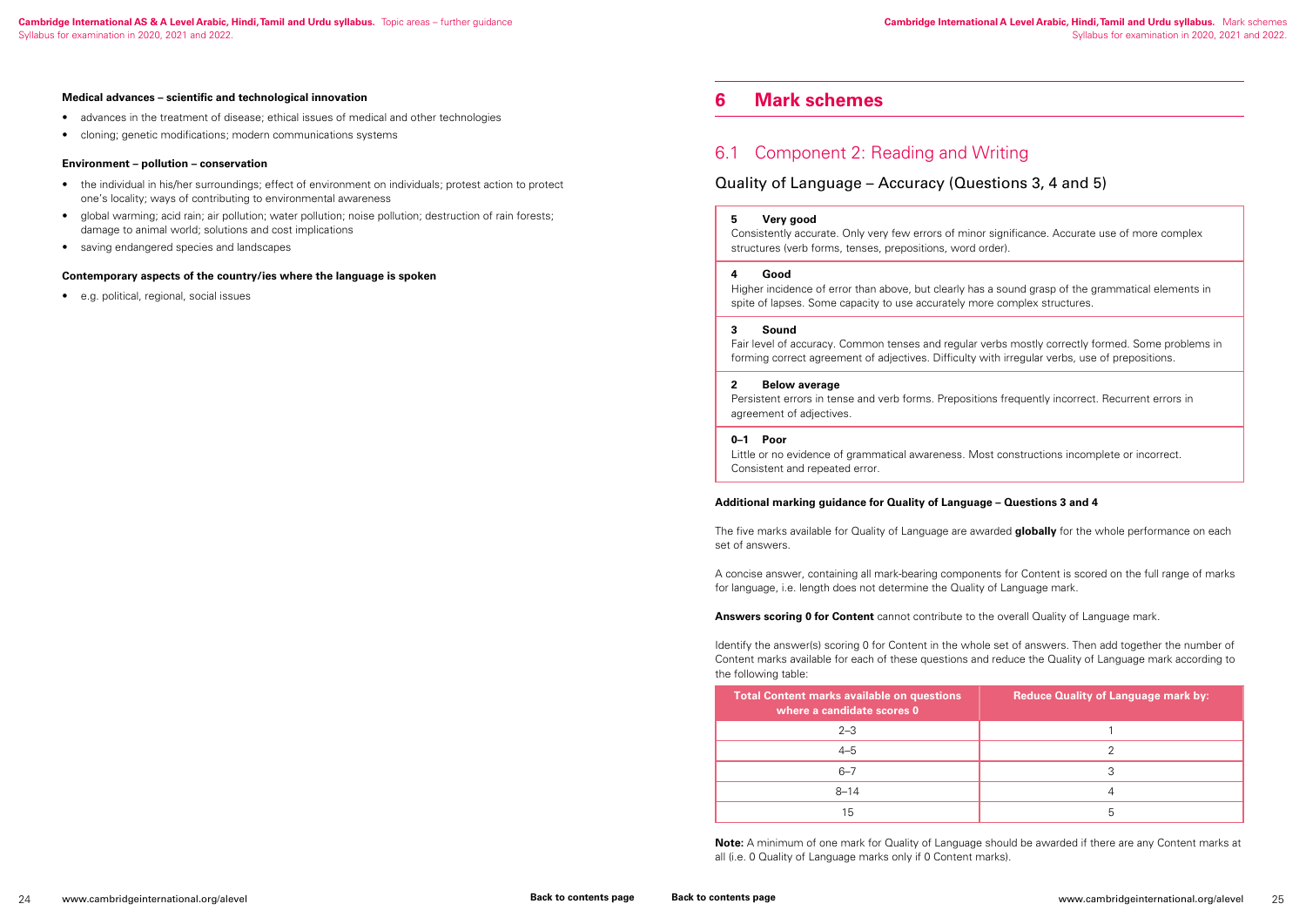**Medical advances – scientific and technological innovation**

- advances in the treatment of disease; ethical issues of medical and other technologies
- cloning; genetic modifications; modern communications systems

**Environment – pollution – conservation**

- the individual in his/her surroundings; effect of environment on individuals; protest action to protect one's locality; ways of contributing to environmental awareness
- global warming; acid rain; air pollution; water pollution; noise pollution; destruction of rain forests; damage to animal world; solutions and cost implications
- saving endangered species and landscapes

**Contemporary aspects of the country/ies where the language is spoken**

- e.g. political, regional, social issues

# 6 Mark schemes

## 6.1 Component 2: Reading and Writing

### Quality of Language – Accuracy (Questions 3, 4 and 5)

| | |
|---|---|
| **5** | **Very good**<br>Consistently accurate. Only very few errors of minor significance. Accurate use of more complex structures (verb forms, tenses, prepositions, word order). |
| **4** | **Good**<br>Higher incidence of error than above, but clearly has a sound grasp of the grammatical elements in spite of lapses. Some capacity to use accurately more complex structures. |
| **3** | **Sound**<br>Fair level of accuracy. Common tenses and regular verbs mostly correctly formed. Some problems in forming correct agreement of adjectives. Difficulty with irregular verbs, use of prepositions. |
| **2** | **Below average**<br>Persistent errors in tense and verb forms. Prepositions frequently incorrect. Recurrent errors in agreement of adjectives. |
| **0–1** | **Poor**<br>Little or no evidence of grammatical awareness. Most constructions incomplete or incorrect. Consistent and repeated error. |

**Additional marking guidance for Quality of Language – Questions 3 and 4**

The five marks available for Quality of Language are awarded **globally** for the whole performance on each set of answers.

A concise answer, containing all mark-bearing components for Content is scored on the full range of marks for language, i.e. length does not determine the Quality of Language mark.

**Answers scoring 0 for Content** cannot contribute to the overall Quality of Language mark.

Identify the answer(s) scoring 0 for Content in the whole set of answers. Then add together the number of Content marks available for each of these questions and reduce the Quality of Language mark according to the following table:

| Total Content marks available on questions where a candidate scores 0 | Reduce Quality of Language mark by: |
|---|---|
| 2–3 | 1 |
| 4–5 | 2 |
| 6–7 | 3 |
| 8–14 | 4 |
| 15 | 5 |

**Note:** A minimum of one mark for Quality of Language should be awarded if there are any Content marks at all (i.e. 0 Quality of Language marks only if 0 Content marks).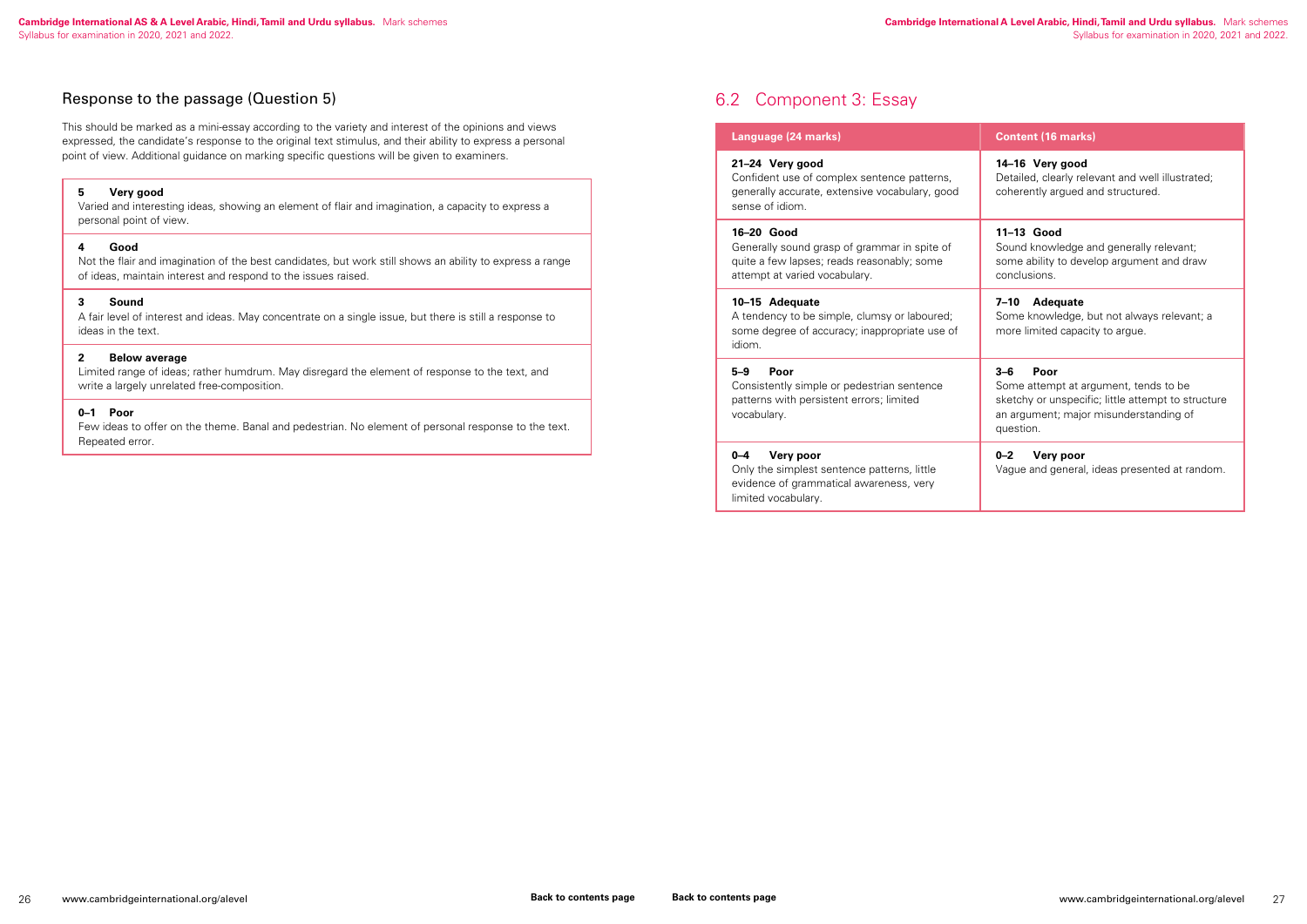## Response to the passage (Question 5)

This should be marked as a mini-essay according to the variety and interest of the opinions and views expressed, the candidate's response to the original text stimulus, and their ability to express a personal point of view. Additional guidance on marking specific questions will be given to examiners.

| |
|---|
| **5 Very good**<br>Varied and interesting ideas, showing an element of flair and imagination, a capacity to express a personal point of view. |
| **4 Good**<br>Not the flair and imagination of the best candidates, but work still shows an ability to express a range of ideas, maintain interest and respond to the issues raised. |
| **3 Sound**<br>A fair level of interest and ideas. May concentrate on a single issue, but there is still a response to ideas in the text. |
| **2 Below average**<br>Limited range of ideas; rather humdrum. May disregard the element of response to the text, and write a largely unrelated free-composition. |
| **0–1 Poor**<br>Few ideas to offer on the theme. Banal and pedestrian. No element of personal response to the text. Repeated error. |

## 6.2 Component 3: Essay

| Language (24 marks) | Content (16 marks) |
|---|---|
| **21–24 Very good**<br>Confident use of complex sentence patterns, generally accurate, extensive vocabulary, good sense of idiom. | **14–16 Very good**<br>Detailed, clearly relevant and well illustrated; coherently argued and structured. |
| **16–20 Good**<br>Generally sound grasp of grammar in spite of quite a few lapses; reads reasonably; some attempt at varied vocabulary. | **11–13 Good**<br>Sound knowledge and generally relevant; some ability to develop argument and draw conclusions. |
| **10–15 Adequate**<br>A tendency to be simple, clumsy or laboured; some degree of accuracy; inappropriate use of idiom. | **7–10 Adequate**<br>Some knowledge, but not always relevant; a more limited capacity to argue. |
| **5–9 Poor**<br>Consistently simple or pedestrian sentence patterns with persistent errors; limited vocabulary. | **3–6 Poor**<br>Some attempt at argument, tends to be sketchy or unspecific; little attempt to structure an argument; major misunderstanding of question. |
| **0–4 Very poor**<br>Only the simplest sentence patterns, little evidence of grammatical awareness, very limited vocabulary. | **0–2 Very poor**<br>Vague and general, ideas presented at random. |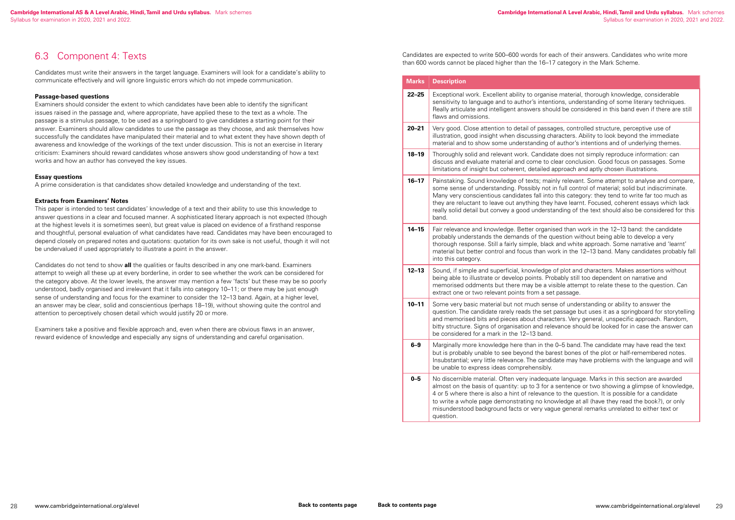## 6.3 Component 4: Texts

Candidates must write their answers in the target language. Examiners will look for a candidate's ability to communicate effectively and will ignore linguistic errors which do not impede communication.

**Passage-based questions**

Examiners should consider the extent to which candidates have been able to identify the significant issues raised in the passage and, where appropriate, have applied these to the text as a whole. The passage is a stimulus passage, to be used as a springboard to give candidates a starting point for their answer. Examiners should allow candidates to use the passage as they choose, and ask themselves how successfully the candidates have manipulated their material and to what extent they have shown depth of awareness and knowledge of the workings of the text under discussion. This is not an exercise in literary criticism: Examiners should reward candidates whose answers show good understanding of how a text works and how an author has conveyed the key issues.

**Essay questions**

A prime consideration is that candidates show detailed knowledge and understanding of the text.

**Extracts from Examiners' Notes**

This paper is intended to test candidates' knowledge of a text and their ability to use this knowledge to answer questions in a clear and focused manner. A sophisticated literary approach is not expected (though at the highest levels it is sometimes seen), but great value is placed on evidence of a firsthand response and thoughtful, personal evaluation of what candidates have read. Candidates may have been encouraged to depend closely on prepared notes and quotations: quotation for its own sake is not useful, though it will not be undervalued if used appropriately to illustrate a point in the answer.

Candidates do not tend to show **all** the qualities or faults described in any one mark-band. Examiners attempt to weigh all these up at every borderline, in order to see whether the work can be considered for the category above. At the lower levels, the answer may mention a few 'facts' but these may be so poorly understood, badly organised and irrelevant that it falls into category 10–11; or there may be just enough sense of understanding and focus for the examiner to consider the 12–13 band. Again, at a higher level, an answer may be clear, solid and conscientious (perhaps 18–19), without showing quite the control and attention to perceptively chosen detail which would justify 20 or more.

Examiners take a positive and flexible approach and, even when there are obvious flaws in an answer, reward evidence of knowledge and especially any signs of understanding and careful organisation.

Candidates are expected to write 500–600 words for each of their answers. Candidates who write more than 600 words cannot be placed higher than the 16–17 category in the Mark Scheme.

| Marks | Description |
|---|---|
| 22–25 | Exceptional work. Excellent ability to organise material, thorough knowledge, considerable sensitivity to language and to author's intentions, understanding of some literary techniques. Really articulate and intelligent answers should be considered in this band even if there are still flaws and omissions. |
| 20–21 | Very good. Close attention to detail of passages, controlled structure, perceptive use of illustration, good insight when discussing characters. Ability to look beyond the immediate material and to show some understanding of author's intentions and of underlying themes. |
| 18–19 | Thoroughly solid and relevant work. Candidate does not simply reproduce information: can discuss and evaluate material and come to clear conclusion. Good focus on passages. Some limitations of insight but coherent, detailed approach and aptly chosen illustrations. |
| 16–17 | Painstaking. Sound knowledge of texts; mainly relevant. Some attempt to analyse and compare, some sense of understanding. Possibly not in full control of material; solid but indiscriminate. Many very conscientious candidates fall into this category: they tend to write far too much as they are reluctant to leave out anything they have learnt. Focused, coherent essays which lack really solid detail but convey a good understanding of the text should also be considered for this band. |
| 14–15 | Fair relevance and knowledge. Better organised than work in the 12–13 band: the candidate probably understands the demands of the question without being able to develop a very thorough response. Still a fairly simple, black and white approach. Some narrative and 'learnt' material but better control and focus than work in the 12–13 band. Many candidates probably fall into this category. |
| 12–13 | Sound, if simple and superficial, knowledge of plot and characters. Makes assertions without being able to illustrate or develop points. Probably still too dependent on narrative and memorised oddments but there may be a visible attempt to relate these to the question. Can extract one or two relevant points from a set passage. |
| 10–11 | Some very basic material but not much sense of understanding or ability to answer the question. The candidate rarely reads the set passage but uses it as a springboard for storytelling and memorised bits and pieces about characters. Very general, unspecific approach. Random, bitty structure. Signs of organisation and relevance should be looked for in case the answer can be considered for a mark in the 12–13 band. |
| 6–9 | Marginally more knowledge here than in the 0–5 band. The candidate may have read the text but is probably unable to see beyond the barest bones of the plot or half-remembered notes. Insubstantial; very little relevance. The candidate may have problems with the language and will be unable to express ideas comprehensibly. |
| 0–5 | No discernible material. Often very inadequate language. Marks in this section are awarded almost on the basis of quantity: up to 3 for a sentence or two showing a glimpse of knowledge, 4 or 5 where there is also a hint of relevance to the question. It is possible for a candidate to write a whole page demonstrating no knowledge at all (have they read the book?), or only misunderstood background facts or very vague general remarks unrelated to either text or question. |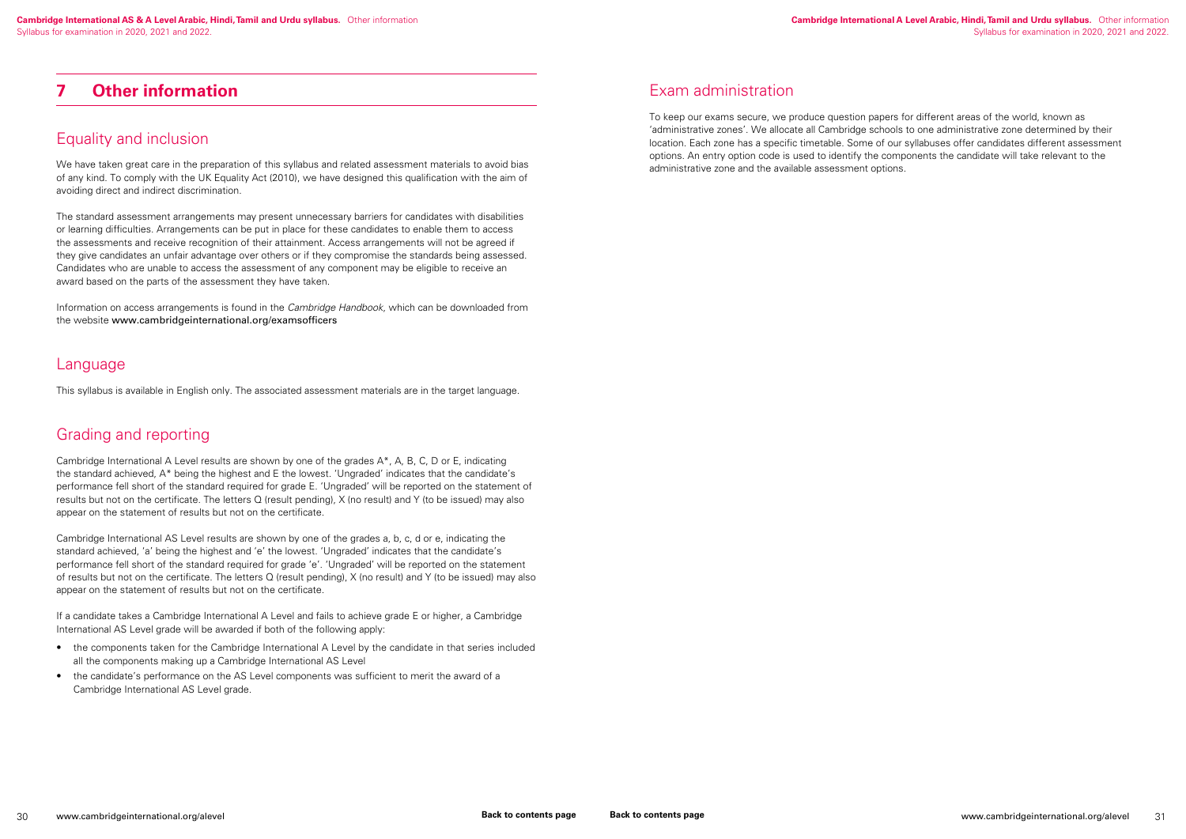# 7 Other information

## Equality and inclusion

We have taken great care in the preparation of this syllabus and related assessment materials to avoid bias of any kind. To comply with the UK Equality Act (2010), we have designed this qualification with the aim of avoiding direct and indirect discrimination.

The standard assessment arrangements may present unnecessary barriers for candidates with disabilities or learning difficulties. Arrangements can be put in place for these candidates to enable them to access the assessments and receive recognition of their attainment. Access arrangements will not be agreed if they give candidates an unfair advantage over others or if they compromise the standards being assessed. Candidates who are unable to access the assessment of any component may be eligible to receive an award based on the parts of the assessment they have taken.

Information on access arrangements is found in the *Cambridge Handbook*, which can be downloaded from the website www.cambridgeinternational.org/examsofficers

## Language

This syllabus is available in English only. The associated assessment materials are in the target language.

## Grading and reporting

Cambridge International A Level results are shown by one of the grades A*, A, B, C, D or E, indicating the standard achieved, A* being the highest and E the lowest. 'Ungraded' indicates that the candidate's performance fell short of the standard required for grade E. 'Ungraded' will be reported on the statement of results but not on the certificate. The letters Q (result pending), X (no result) and Y (to be issued) may also appear on the statement of results but not on the certificate.

Cambridge International AS Level results are shown by one of the grades a, b, c, d or e, indicating the standard achieved, 'a' being the highest and 'e' the lowest. 'Ungraded' indicates that the candidate's performance fell short of the standard required for grade 'e'. 'Ungraded' will be reported on the statement of results but not on the certificate. The letters Q (result pending), X (no result) and Y (to be issued) may also appear on the statement of results but not on the certificate.

If a candidate takes a Cambridge International A Level and fails to achieve grade E or higher, a Cambridge International AS Level grade will be awarded if both of the following apply:

- the components taken for the Cambridge International A Level by the candidate in that series included all the components making up a Cambridge International AS Level
- the candidate's performance on the AS Level components was sufficient to merit the award of a Cambridge International AS Level grade.

## Exam administration

To keep our exams secure, we produce question papers for different areas of the world, known as 'administrative zones'. We allocate all Cambridge schools to one administrative zone determined by their location. Each zone has a specific timetable. Some of our syllabuses offer candidates different assessment options. An entry option code is used to identify the components the candidate will take relevant to the administrative zone and the available assessment options.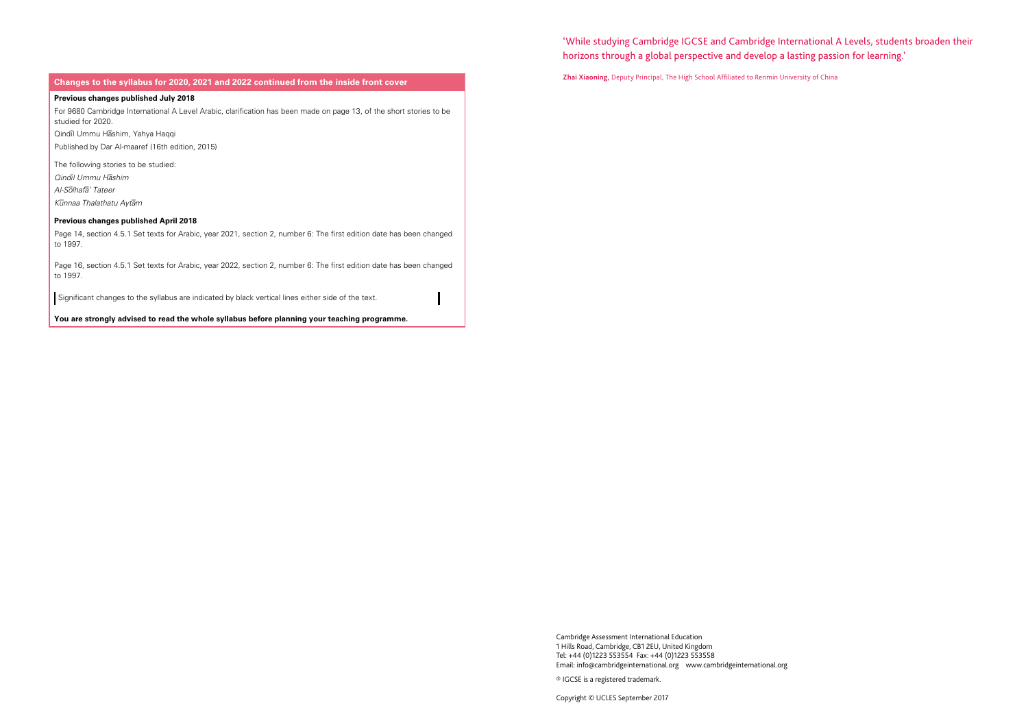### Changes to the syllabus for 2020, 2021 and 2022 continued from the inside front cover

**Previous changes published July 2018**

For 9680 Cambridge International A Level Arabic, clarification has been made on page 13, of the short stories to be studied for 2020.

Qindīl Ummu Hāshim, Yahya Haqqi

Published by Dar Al-maaref (16th edition, 2015)

The following stories to be studied:

*Qindīl Ummu Hāshim*

*Al-Sōlhafā' Tateer*

*Kūnnaa Thalathatu Aytām*

**Previous changes published April 2018**

Page 14, section 4.5.1 Set texts for Arabic, year 2021, section 2, number 6: The first edition date has been changed to 1997.

Page 16, section 4.5.1 Set texts for Arabic, year 2022, section 2, number 6: The first edition date has been changed to 1997.

Significant changes to the syllabus are indicated by black vertical lines either side of the text.

**You are strongly advised to read the whole syllabus before planning your teaching programme.**

'While studying Cambridge IGCSE and Cambridge International A Levels, students broaden their horizons through a global perspective and develop a lasting passion for learning.'

**Zhai Xiaoning**, Deputy Principal, The High School Affiliated to Renmin University of China

Cambridge Assessment International Education
1 Hills Road, Cambridge, CB1 2EU, United Kingdom
Tel: +44 (0)1223 553554 Fax: +44 (0)1223 553558
Email: info@cambridgeinternational.org www.cambridgeinternational.org

® IGCSE is a registered trademark.

Copyright © UCLES September 2017